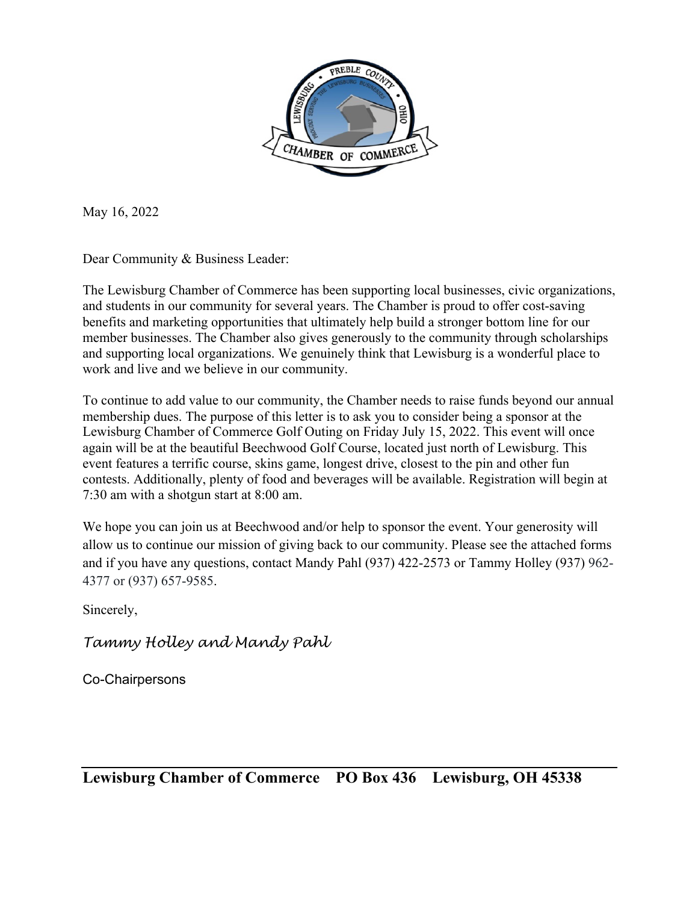May 16, 2022

Dear Community & Business Leader:

The Lewisburg Chamber of Commerce has been supporting local businesses, civic organizations, and students in our community for several years. The Chamber is proud to offer cost-saving benefits and marketing opportunities that ultimately help build a stronger bottom line for our member businesses. The Chamber also gives generously to the community through scholarships and supporting local organizations. We genuinely think that Lewisburg is a wonderful place to work and live and we believe in our community.

To continue to add value to our community, the Chamber needs to raise funds beyond our annual membership dues. The purpose of this letter is to ask you to consider being a sponsor at the Lewisburg Chamber of Commerce Golf Outing on Friday July 15, 2022. This event will once again will be at the beautiful Beechwood Golf Course, located just north of Lewisburg. This event features a terrific course, skins game, longest drive, closest to the pin and other fun contests. Additionally, plenty of food and beverages will be available. Registration will begin at 7:30 am with a shotgun start at 8:00 am.

We hope you can join us at Beechwood and/or help to sponsor the event. Your generosity will allow us to continue our mission of giving back to our community. Please see the attached forms and if you have any questions, contact Mandy Pahl (937) 422-2573 or Tammy Holley (937) 962-4377 or (937) 657-9585.

Sincerely,

*Tammy Holley and Mandy Pahl*

Co-Chairpersons

**Lewisburg Chamber of Commerce PO Box 436 Lewisburg, OH 45338**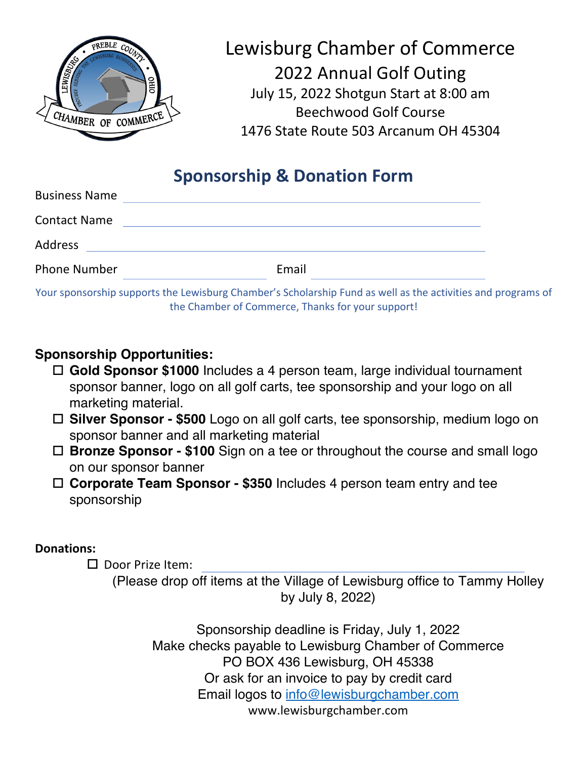# Lewisburg Chamber of Commerce

## 2022 Annual Golf Outing

July 15, 2022 Shotgun Start at 8:00 am
Beechwood Golf Course
1476 State Route 503 Arcanum OH 45304

## Sponsorship & Donation Form

Business Name ______________________________

Contact Name ______________________________

Address ______________________________

Phone Number ______________ Email ______________

Your sponsorship supports the Lewisburg Chamber's Scholarship Fund as well as the activities and programs of the Chamber of Commerce, Thanks for your support!

**Sponsorship Opportunities:**

- ☐ **Gold Sponsor $1000** Includes a 4 person team, large individual tournament sponsor banner, logo on all golf carts, tee sponsorship and your logo on all marketing material.
- ☐ **Silver Sponsor - $500** Logo on all golf carts, tee sponsorship, medium logo on sponsor banner and all marketing material
- ☐ **Bronze Sponsor - $100** Sign on a tee or throughout the course and small logo on our sponsor banner
- ☐ **Corporate Team Sponsor - $350** Includes 4 person team entry and tee sponsorship

**Donations:**

☐ Door Prize Item: ______________________________

(Please drop off items at the Village of Lewisburg office to Tammy Holley by July 8, 2022)

Sponsorship deadline is Friday, July 1, 2022
Make checks payable to Lewisburg Chamber of Commerce
PO BOX 436 Lewisburg, OH 45338
Or ask for an invoice to pay by credit card
Email logos to info@lewisburgchamber.com
www.lewisburgchamber.com